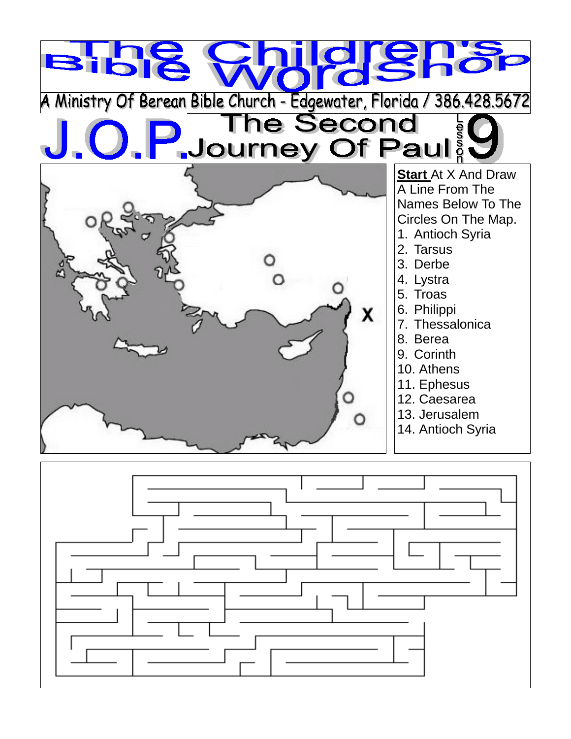# The Children's Bible WordShop

A Ministry Of Berean Bible Church - Edgewater, Florida / 386.428.5672

## J.O.P. The Second Journey Of Paul — Lesson 9

X

**Start** At X And Draw A Line From The Names Below To The Circles On The Map.

1. Antioch Syria
2. Tarsus
3. Derbe
4. Lystra
5. Troas
6. Philippi
7. Thessalonica
8. Berea
9. Corinth
10. Athens
11. Ephesus
12. Caesarea
13. Jerusalem
14. Antioch Syria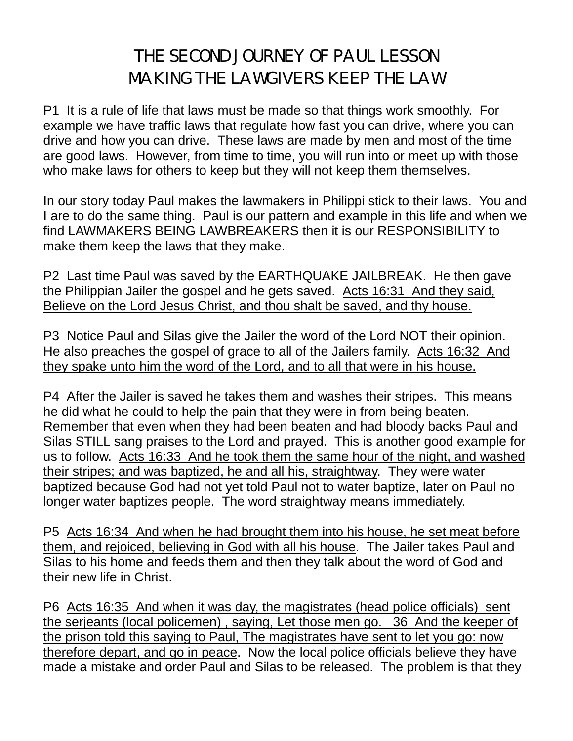# THE SECOND JOURNEY OF PAUL LESSON
# MAKING THE LAWGIVERS KEEP THE LAW

P1 It is a rule of life that laws must be made so that things work smoothly. For example we have traffic laws that regulate how fast you can drive, where you can drive and how you can drive. These laws are made by men and most of the time are good laws. However, from time to time, you will run into or meet up with those who make laws for others to keep but they will not keep them themselves.

In our story today Paul makes the lawmakers in Philippi stick to their laws. You and I are to do the same thing. Paul is our pattern and example in this life and when we find LAWMAKERS BEING LAWBREAKERS then it is our RESPONSIBILITY to make them keep the laws that they make.

P2 Last time Paul was saved by the EARTHQUAKE JAILBREAK. He then gave the Philippian Jailer the gospel and he gets saved. <u>Acts 16:31 And they said, Believe on the Lord Jesus Christ, and thou shalt be saved, and thy house.</u>

P3 Notice Paul and Silas give the Jailer the word of the Lord NOT their opinion. He also preaches the gospel of grace to all of the Jailers family. <u>Acts 16:32 And they spake unto him the word of the Lord, and to all that were in his house.</u>

P4 After the Jailer is saved he takes them and washes their stripes. This means he did what he could to help the pain that they were in from being beaten. Remember that even when they had been beaten and had bloody backs Paul and Silas STILL sang praises to the Lord and prayed. This is another good example for us to follow. <u>Acts 16:33 And he took them the same hour of the night, and washed their stripes; and was baptized, he and all his, straightway</u>. They were water baptized because God had not yet told Paul not to water baptize, later on Paul no longer water baptizes people. The word straightway means immediately.

P5 <u>Acts 16:34 And when he had brought them into his house, he set meat before them, and rejoiced, believing in God with all his house</u>. The Jailer takes Paul and Silas to his home and feeds them and then they talk about the word of God and their new life in Christ.

P6 <u>Acts 16:35 And when it was day, the magistrates (head police officials) sent the serjeants (local policemen) , saying, Let those men go. 36 And the keeper of the prison told this saying to Paul, The magistrates have sent to let you go: now therefore depart, and go in peace</u>. Now the local police officials believe they have made a mistake and order Paul and Silas to be released. The problem is that they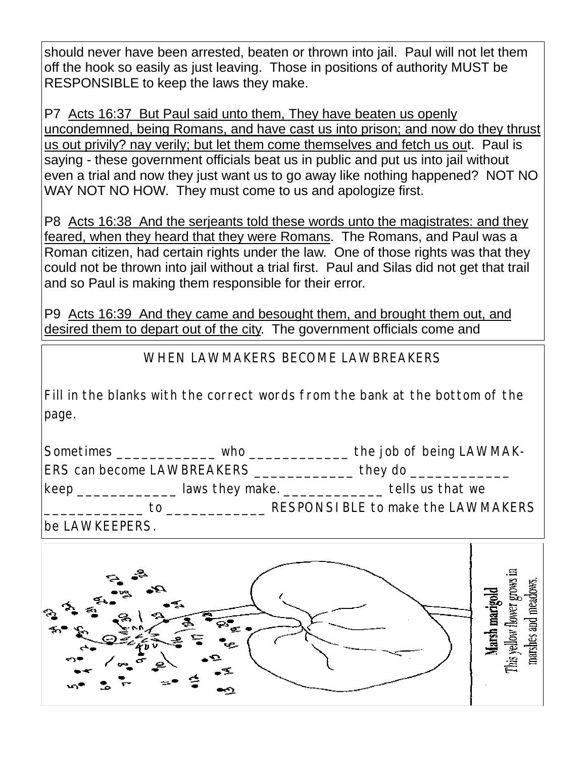should never have been arrested, beaten or thrown into jail. Paul will not let them off the hook so easily as just leaving. Those in positions of authority MUST be RESPONSIBLE to keep the laws they make.

P7 <u>Acts 16:37 But Paul said unto them, They have beaten us openly uncondemned, being Romans, and have cast us into prison; and now do they thrust us out privily? nay verily; but let them come themselves and fetch us out</u>. Paul is saying - these government officials beat us in public and put us into jail without even a trial and now they just want us to go away like nothing happened? NOT NO WAY NOT NO HOW. They must come to us and apologize first.

P8 <u>Acts 16:38 And the serjeants told these words unto the magistrates: and they feared, when they heard that they were Romans</u>. The Romans, and Paul was a Roman citizen, had certain rights under the law. One of those rights was that they could not be thrown into jail without a trial first. Paul and Silas did not get that trail and so Paul is making them responsible for their error.

P9 <u>Acts 16:39 And they came and besought them, and brought them out, and desired them to depart out of the city</u>. The government officials come and

WHEN LAWMAKERS BECOME LAWBREAKERS

Fill in the blanks with the correct words from the bank at the bottom of the page.

Sometimes _____________ who _____________ the job of being LAWMAKERS can become LAWBREAKERS _____________ they do _____________ keep _____________ laws they make. _____________ tells us that we _____________ to _____________ RESPONSIBLE to make the LAWMAKERS be LAWKEEPERS.

**Marsh marigold**
This yellow flower grows in marshes and meadows.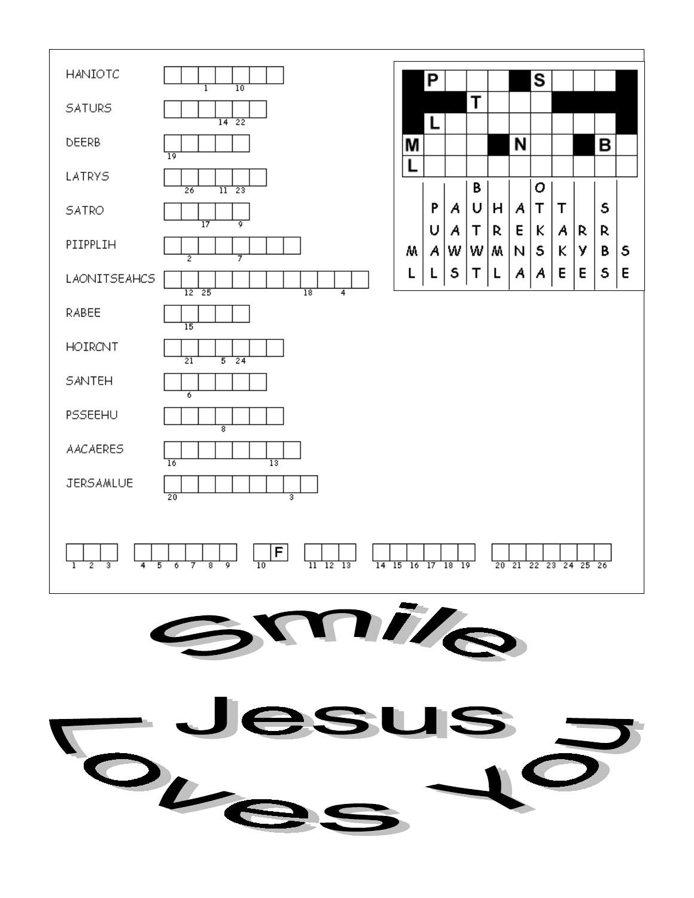HANIOTC
1, 10

SATURS
14, 22

DEERB
19

LATRYS
26, 11, 23

SATRO
17, 9

PIIPPLIH
2, 7

LAONITSEAHCS
12, 25, 18, 4

RABEE
15

HOIRCNT
21, 5, 24

SANTEH
6

PSSEEHU
8

AACAERES
16, 13

JERSAMLUE
20, 3

| | | | | | | | | | | |
|---|---|---|---|---|---|---|---|---|---|---|
| ■ | P | | | | ■ | S | | | | ■ |
| ■ | ■ | ■ | T | | | | ■ | ■ | ■ | ■ |
| ■ | L | | | | | | | | | ■ |
| M | | | | ■ | N | | | ■ | B | |
| L | | | | | | | | | | |

| | | | | | | | | | | |
|---|---|---|---|---|---|---|---|---|---|---|
| | | | B | | | O | | | | |
| | P | A | U | H | A | T | T | | S | |
| | U | A | T | R | E | K | A | R | R | |
| M | A | W | W | M | N | S | K | Y | B | S |
| L | L | S | T | L | A | A | E | E | S | E |

1 2 3 — 4 5 6 7 8 9 — 10 F — 11 12 13 — 14 15 16 17 18 19 — 20 21 22 23 24 25 26

Smile

Jesus

Loves You